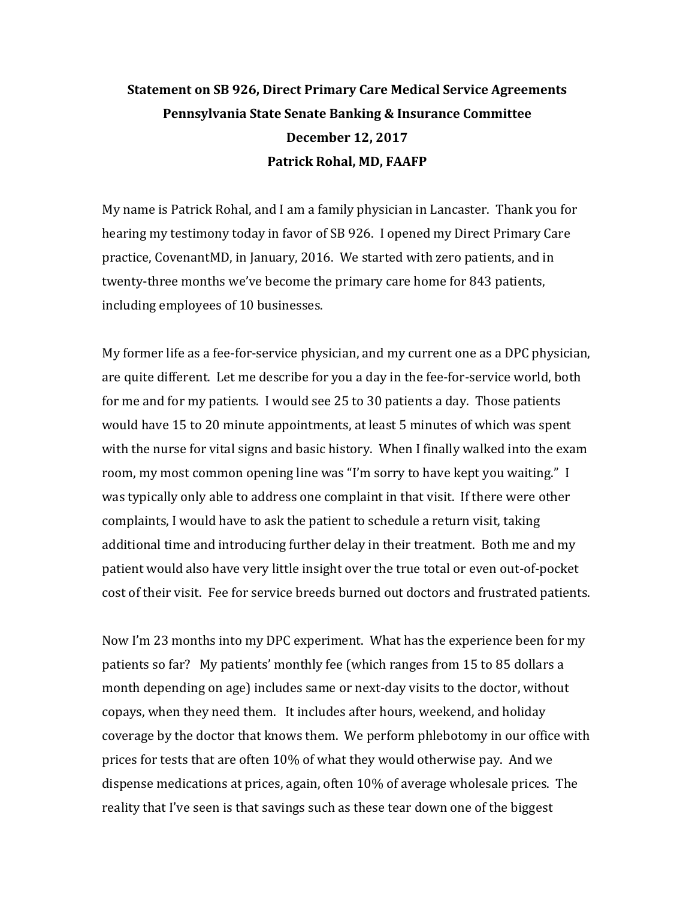**Statement on SB 926, Direct Primary Care Medical Service Agreements**
**Pennsylvania State Senate Banking & Insurance Committee**
**December 12, 2017**
**Patrick Rohal, MD, FAAFP**

My name is Patrick Rohal, and I am a family physician in Lancaster. Thank you for hearing my testimony today in favor of SB 926. I opened my Direct Primary Care practice, CovenantMD, in January, 2016. We started with zero patients, and in twenty-three months we've become the primary care home for 843 patients, including employees of 10 businesses.

My former life as a fee-for-service physician, and my current one as a DPC physician, are quite different. Let me describe for you a day in the fee-for-service world, both for me and for my patients. I would see 25 to 30 patients a day. Those patients would have 15 to 20 minute appointments, at least 5 minutes of which was spent with the nurse for vital signs and basic history. When I finally walked into the exam room, my most common opening line was "I'm sorry to have kept you waiting." I was typically only able to address one complaint in that visit. If there were other complaints, I would have to ask the patient to schedule a return visit, taking additional time and introducing further delay in their treatment. Both me and my patient would also have very little insight over the true total or even out-of-pocket cost of their visit. Fee for service breeds burned out doctors and frustrated patients.

Now I'm 23 months into my DPC experiment. What has the experience been for my patients so far? My patients' monthly fee (which ranges from 15 to 85 dollars a month depending on age) includes same or next-day visits to the doctor, without copays, when they need them. It includes after hours, weekend, and holiday coverage by the doctor that knows them. We perform phlebotomy in our office with prices for tests that are often 10% of what they would otherwise pay. And we dispense medications at prices, again, often 10% of average wholesale prices. The reality that I've seen is that savings such as these tear down one of the biggest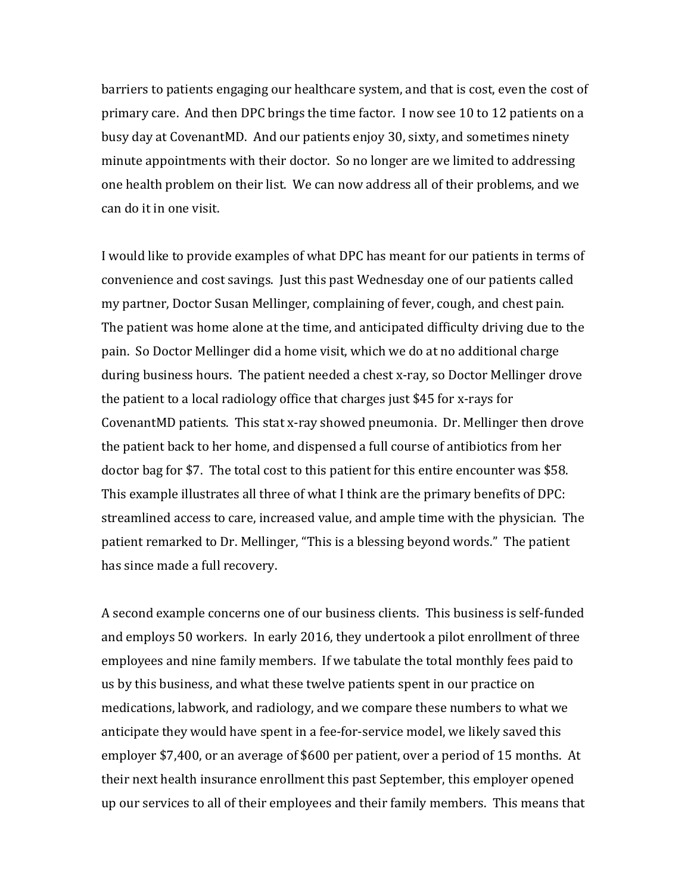barriers to patients engaging our healthcare system, and that is cost, even the cost of primary care. And then DPC brings the time factor. I now see 10 to 12 patients on a busy day at CovenantMD. And our patients enjoy 30, sixty, and sometimes ninety minute appointments with their doctor. So no longer are we limited to addressing one health problem on their list. We can now address all of their problems, and we can do it in one visit.

I would like to provide examples of what DPC has meant for our patients in terms of convenience and cost savings. Just this past Wednesday one of our patients called my partner, Doctor Susan Mellinger, complaining of fever, cough, and chest pain. The patient was home alone at the time, and anticipated difficulty driving due to the pain. So Doctor Mellinger did a home visit, which we do at no additional charge during business hours. The patient needed a chest x-ray, so Doctor Mellinger drove the patient to a local radiology office that charges just $45 for x-rays for CovenantMD patients. This stat x-ray showed pneumonia. Dr. Mellinger then drove the patient back to her home, and dispensed a full course of antibiotics from her doctor bag for $7. The total cost to this patient for this entire encounter was $58. This example illustrates all three of what I think are the primary benefits of DPC: streamlined access to care, increased value, and ample time with the physician. The patient remarked to Dr. Mellinger, "This is a blessing beyond words." The patient has since made a full recovery.

A second example concerns one of our business clients. This business is self-funded and employs 50 workers. In early 2016, they undertook a pilot enrollment of three employees and nine family members. If we tabulate the total monthly fees paid to us by this business, and what these twelve patients spent in our practice on medications, labwork, and radiology, and we compare these numbers to what we anticipate they would have spent in a fee-for-service model, we likely saved this employer $7,400, or an average of $600 per patient, over a period of 15 months. At their next health insurance enrollment this past September, this employer opened up our services to all of their employees and their family members. This means that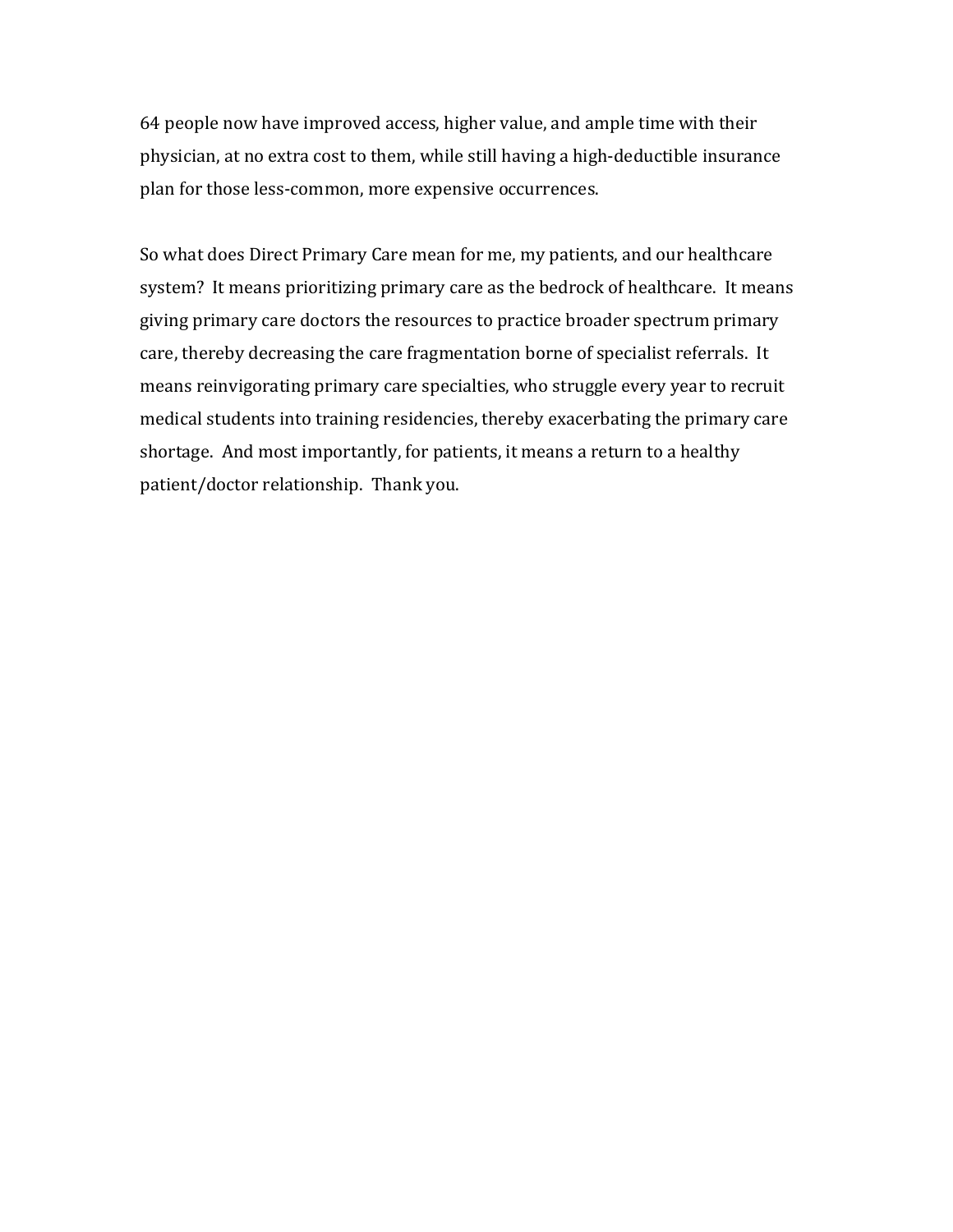64 people now have improved access, higher value, and ample time with their physician, at no extra cost to them, while still having a high-deductible insurance plan for those less-common, more expensive occurrences.

So what does Direct Primary Care mean for me, my patients, and our healthcare system? It means prioritizing primary care as the bedrock of healthcare. It means giving primary care doctors the resources to practice broader spectrum primary care, thereby decreasing the care fragmentation borne of specialist referrals. It means reinvigorating primary care specialties, who struggle every year to recruit medical students into training residencies, thereby exacerbating the primary care shortage. And most importantly, for patients, it means a return to a healthy patient/doctor relationship. Thank you.